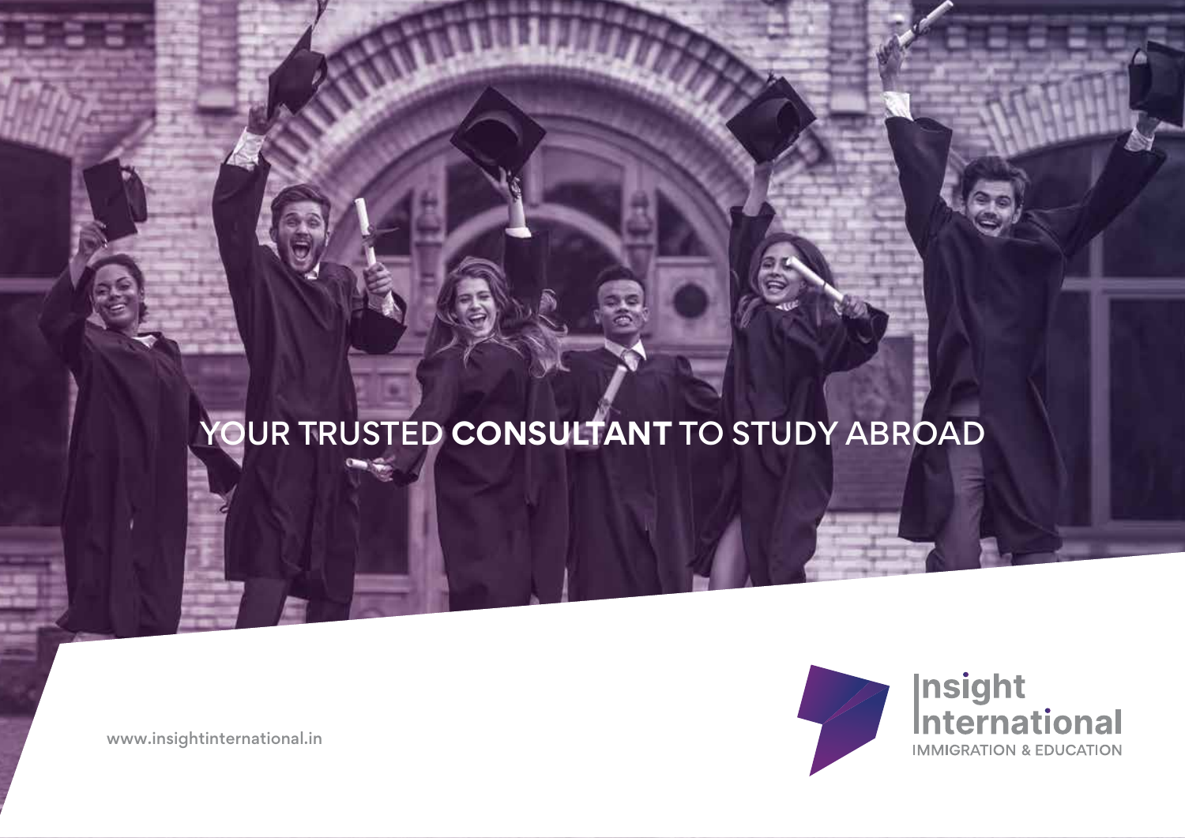# YOUR TRUSTED **CONSULTANT** TO STUDY ABROAD

www.insightinternational.in

Insight International

IMMIGRATION & EDUCATION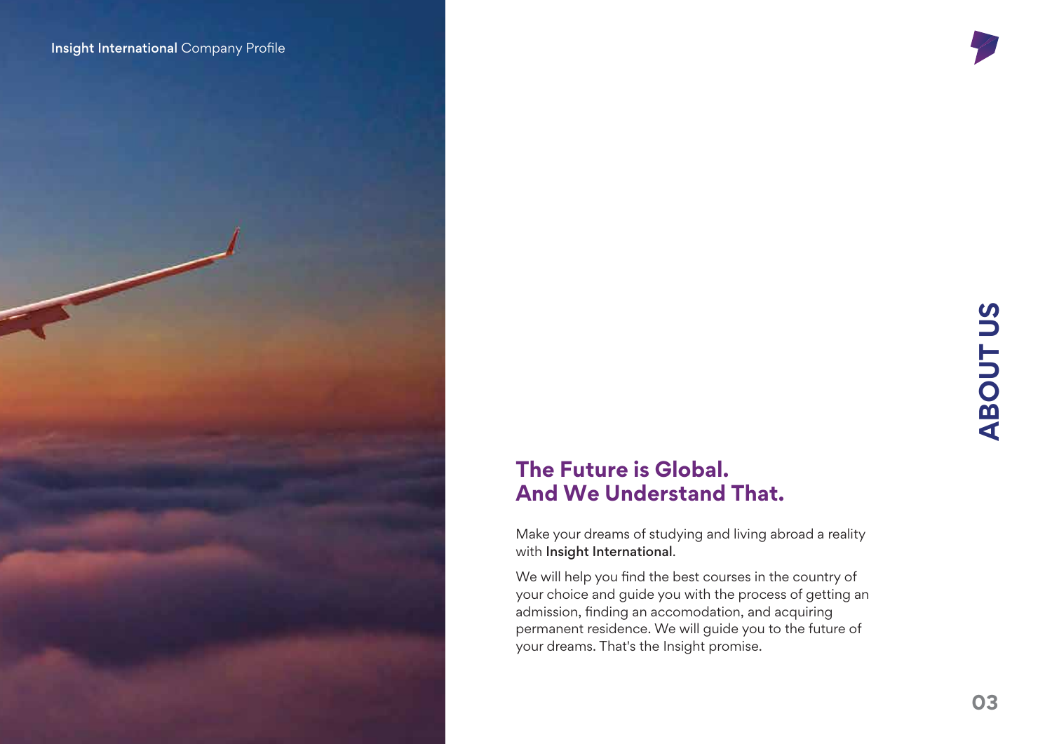# ABOUT US

## The Future is Global. And We Understand That.

Make your dreams of studying and living abroad a reality with **Insight International**.

We will help you find the best courses in the country of your choice and guide you with the process of getting an admission, finding an accomodation, and acquiring permanent residence. We will guide you to the future of your dreams. That's the Insight promise.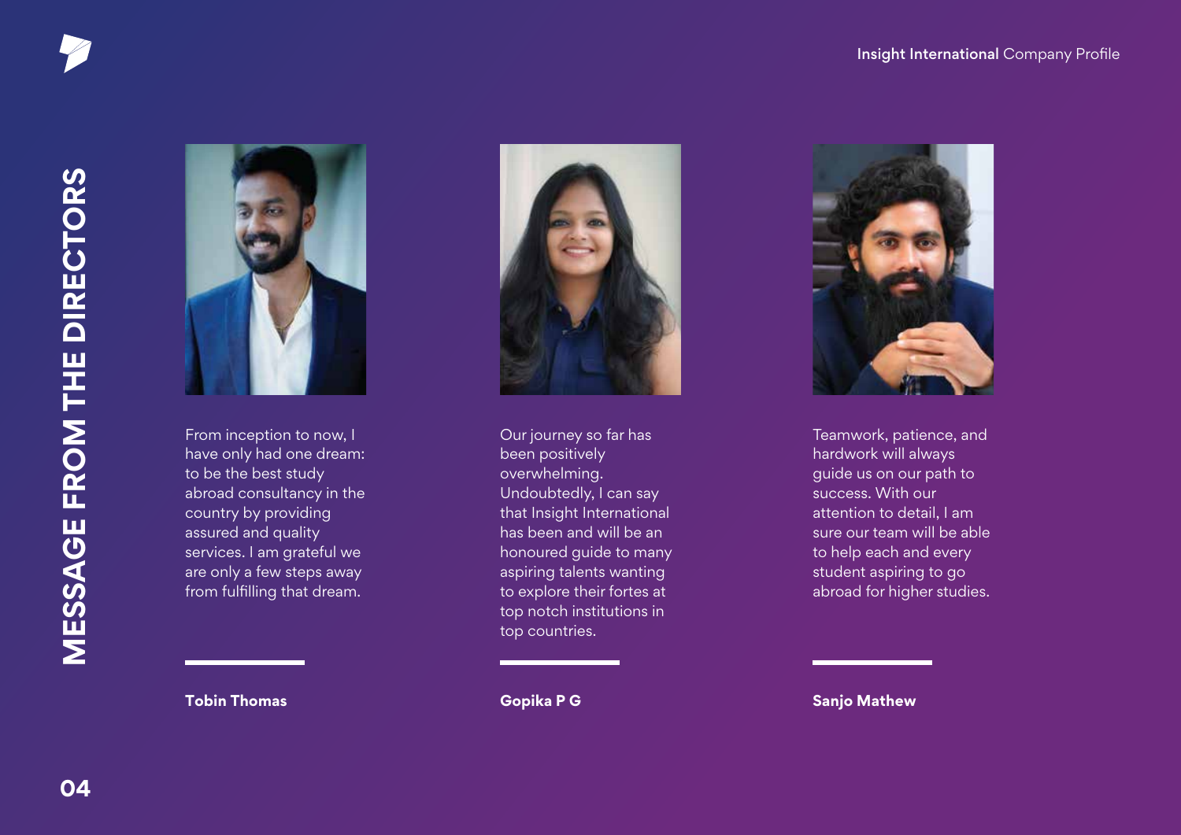# MESSAGE FROM THE DIRECTORS

From inception to now, I have only had one dream: to be the best study abroad consultancy in the country by providing assured and quality services. I am grateful we are only a few steps away from fulfilling that dream.

**Tobin Thomas**

Our journey so far has been positively overwhelming. Undoubtedly, I can say that Insight International has been and will be an honoured guide to many aspiring talents wanting to explore their fortes at top notch institutions in top countries.

**Gopika P G**

Teamwork, patience, and hardwork will always guide us on our path to success. With our attention to detail, I am sure our team will be able to help each and every student aspiring to go abroad for higher studies.

**Sanjo Mathew**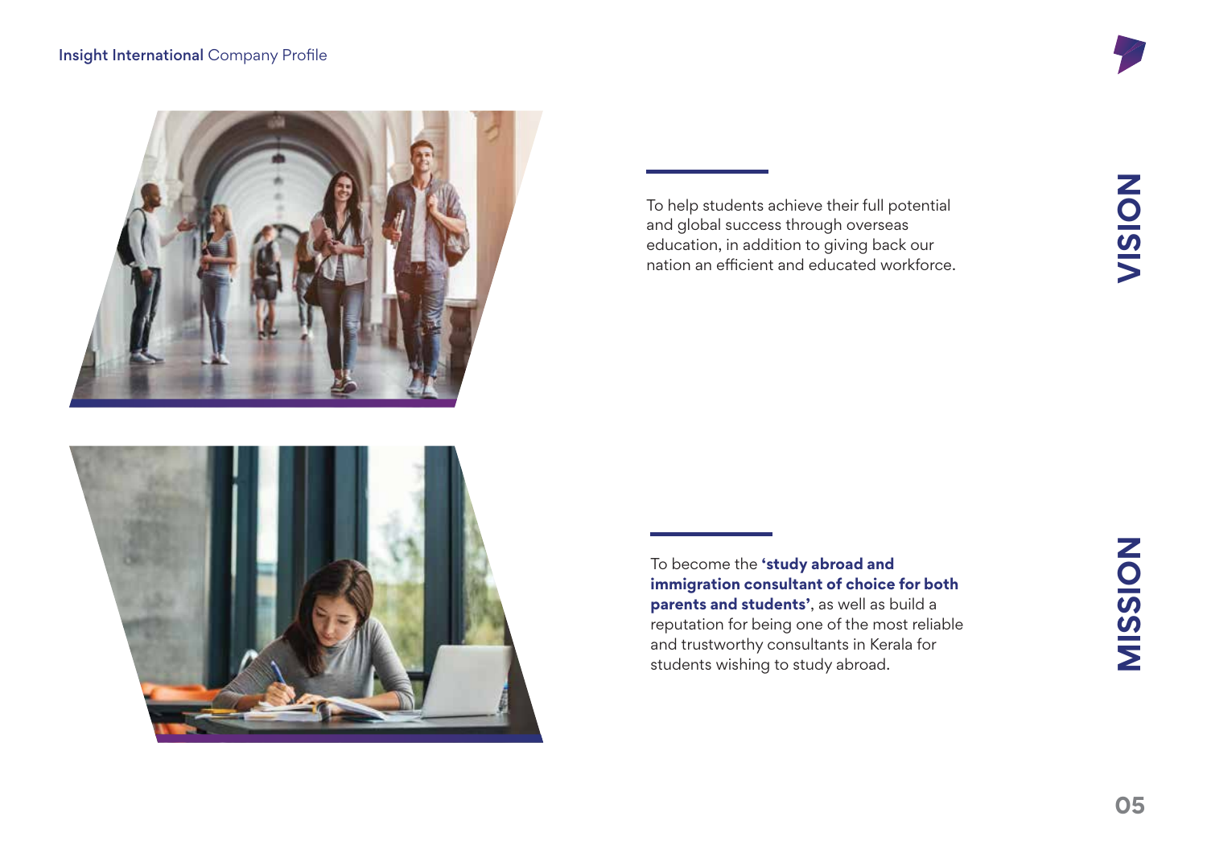## VISION

To help students achieve their full potential and global success through overseas education, in addition to giving back our nation an efficient and educated workforce.

## MISSION

To become the **'study abroad and immigration consultant of choice for both parents and students'**, as well as build a reputation for being one of the most reliable and trustworthy consultants in Kerala for students wishing to study abroad.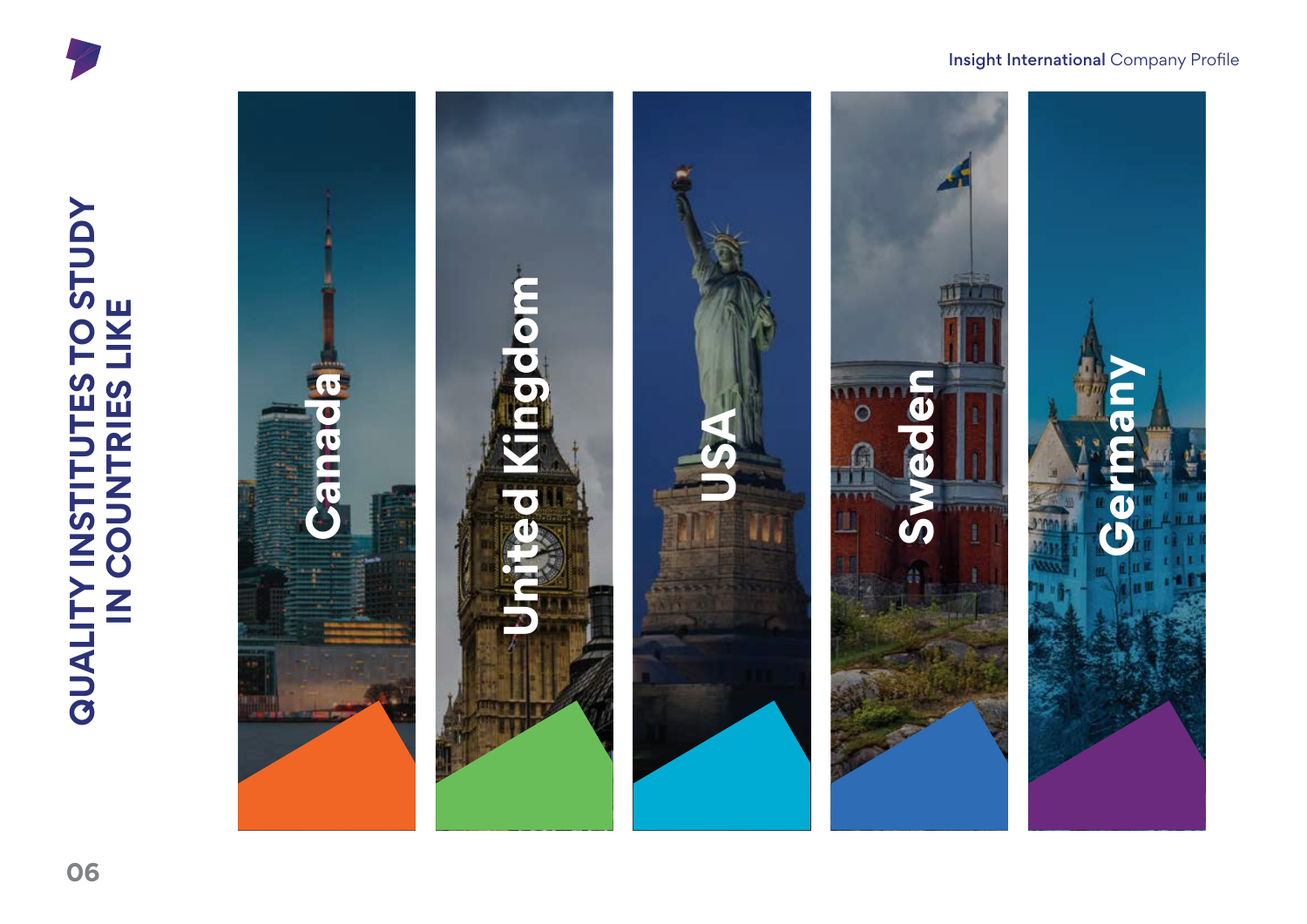# QUALITY INSTITUTES TO STUDY IN COUNTRIES LIKE

Canada

United Kingdom

USA

Sweden

Germany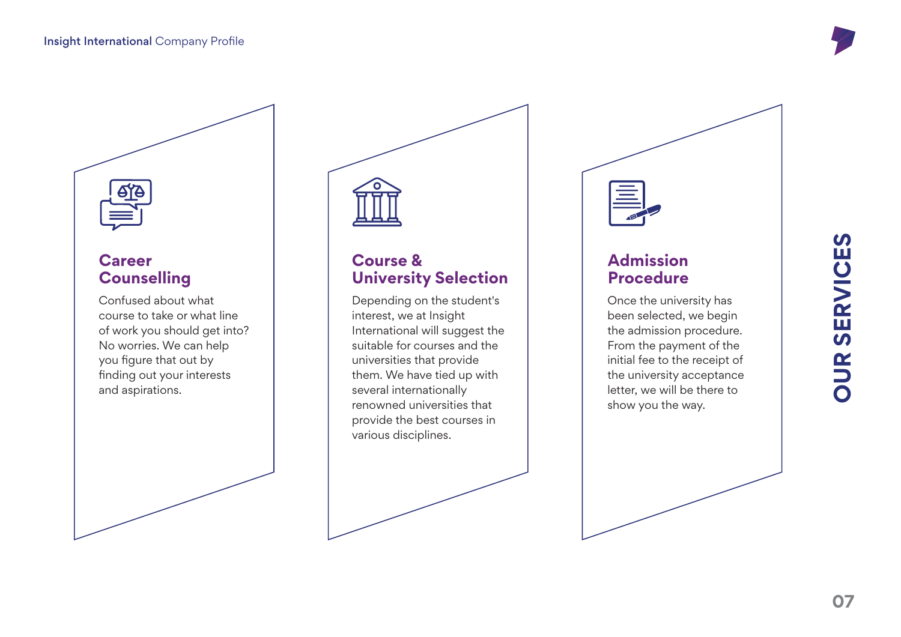# OUR SERVICES

## Career Counselling

Confused about what course to take or what line of work you should get into? No worries. We can help you figure that out by finding out your interests and aspirations.

## Course & University Selection

Depending on the student's interest, we at Insight International will suggest the suitable for courses and the universities that provide them. We have tied up with several internationally renowned universities that provide the best courses in various disciplines.

## Admission Procedure

Once the university has been selected, we begin the admission procedure. From the payment of the initial fee to the receipt of the university acceptance letter, we will be there to show you the way.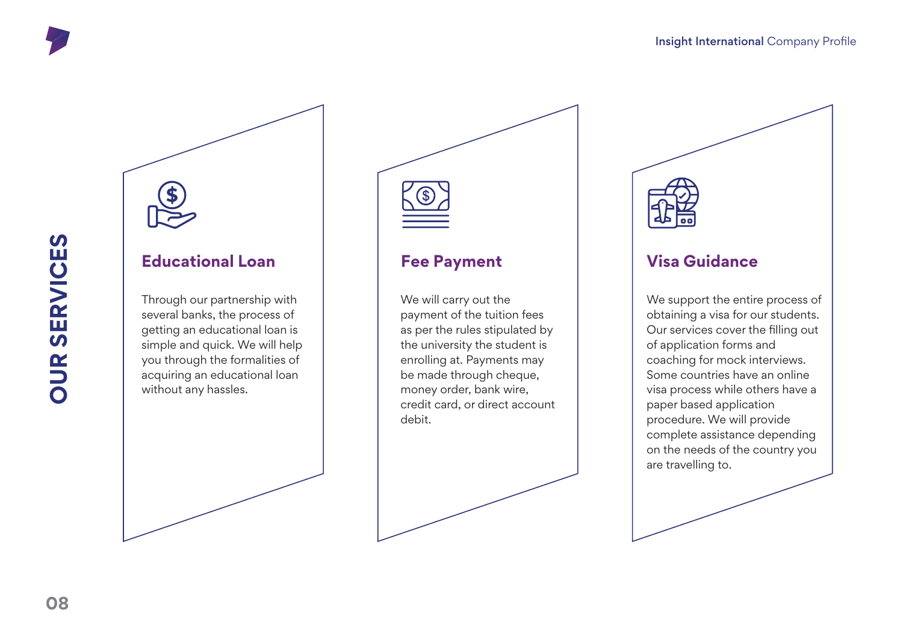# OUR SERVICES

## Educational Loan

Through our partnership with several banks, the process of getting an educational loan is simple and quick. We will help you through the formalities of acquiring an educational loan without any hassles.

## Fee Payment

We will carry out the payment of the tuition fees as per the rules stipulated by the university the student is enrolling at. Payments may be made through cheque, money order, bank wire, credit card, or direct account debit.

## Visa Guidance

We support the entire process of obtaining a visa for our students. Our services cover the filling out of application forms and coaching for mock interviews. Some countries have an online visa process while others have a paper based application procedure. We will provide complete assistance depending on the needs of the country you are travelling to.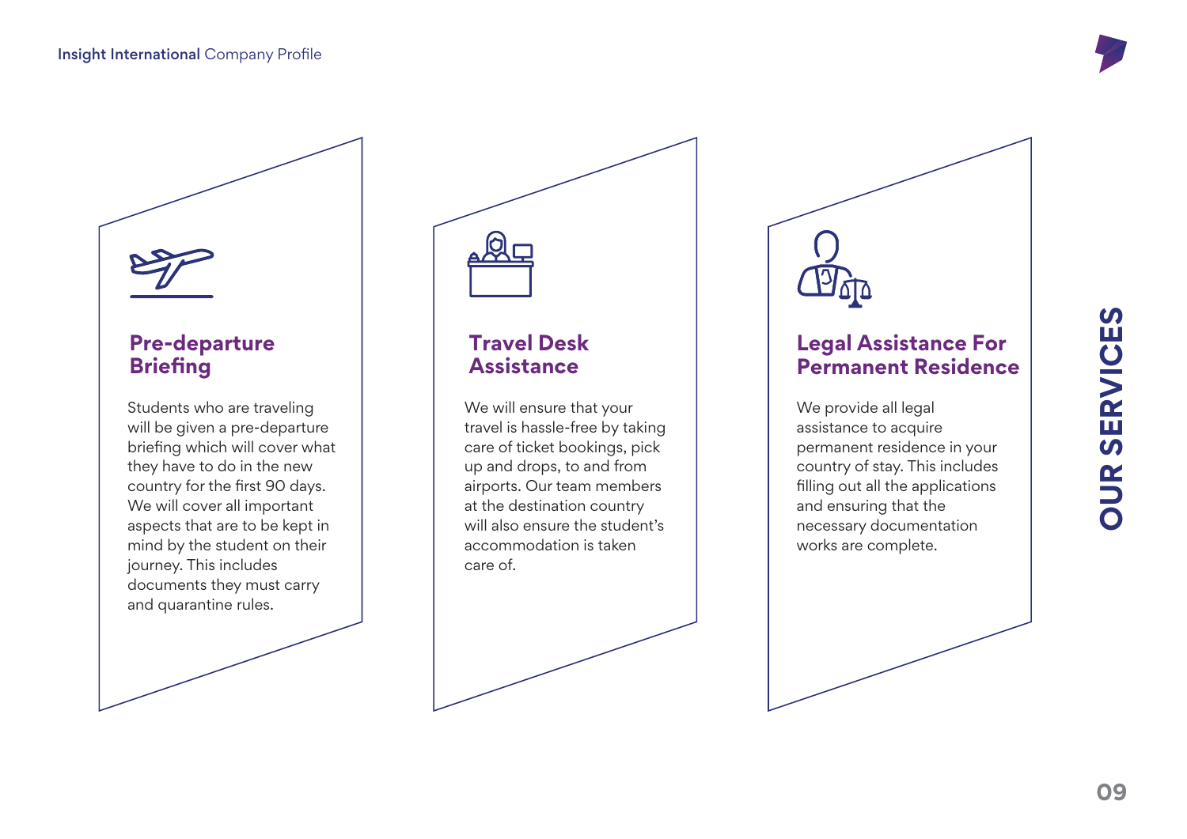# OUR SERVICES

## Pre-departure Briefing

Students who are traveling will be given a pre-departure briefing which will cover what they have to do in the new country for the first 90 days. We will cover all important aspects that are to be kept in mind by the student on their journey. This includes documents they must carry and quarantine rules.

## Travel Desk Assistance

We will ensure that your travel is hassle-free by taking care of ticket bookings, pick up and drops, to and from airports. Our team members at the destination country will also ensure the student's accommodation is taken care of.

## Legal Assistance For Permanent Residence

We provide all legal assistance to acquire permanent residence in your country of stay. This includes filling out all the applications and ensuring that the necessary documentation works are complete.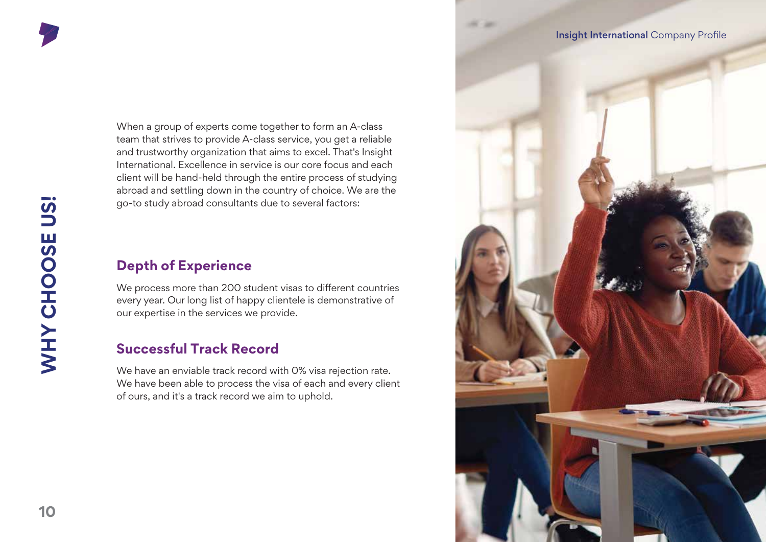# WHY CHOOSE US!

When a group of experts come together to form an A-class team that strives to provide A-class service, you get a reliable and trustworthy organization that aims to excel. That's Insight International. Excellence in service is our core focus and each client will be hand-held through the entire process of studying abroad and settling down in the country of choice. We are the go-to study abroad consultants due to several factors:

## Depth of Experience

We process more than 200 student visas to different countries every year. Our long list of happy clientele is demonstrative of our expertise in the services we provide.

## Successful Track Record

We have an enviable track record with 0% visa rejection rate. We have been able to process the visa of each and every client of ours, and it's a track record we aim to uphold.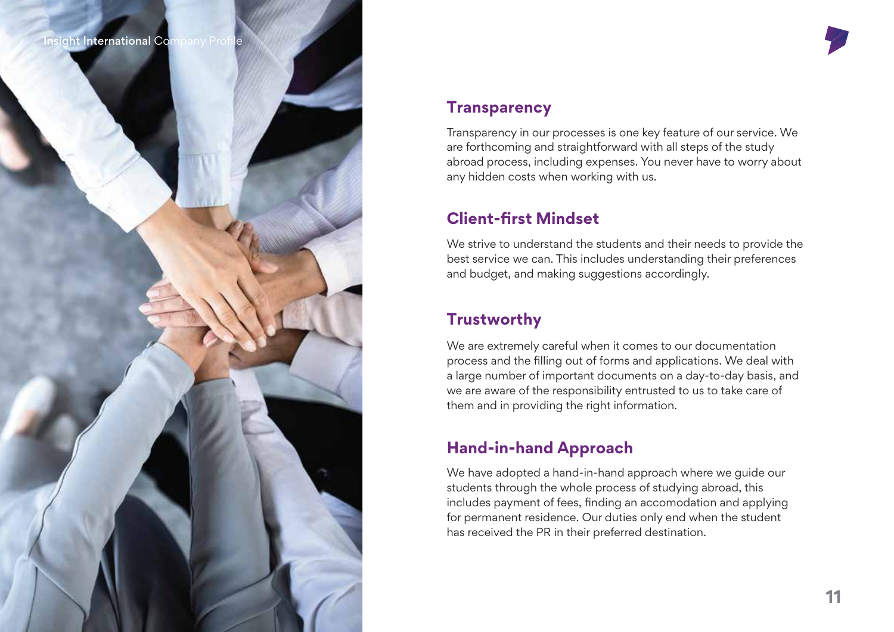## Transparency

Transparency in our processes is one key feature of our service. We are forthcoming and straightforward with all steps of the study abroad process, including expenses. You never have to worry about any hidden costs when working with us.

## Client-first Mindset

We strive to understand the students and their needs to provide the best service we can. This includes understanding their preferences and budget, and making suggestions accordingly.

## Trustworthy

We are extremely careful when it comes to our documentation process and the filling out of forms and applications. We deal with a large number of important documents on a day-to-day basis, and we are aware of the responsibility entrusted to us to take care of them and in providing the right information.

## Hand-in-hand Approach

We have adopted a hand-in-hand approach where we guide our students through the whole process of studying abroad, this includes payment of fees, finding an accomodation and applying for permanent residence. Our duties only end when the student has received the PR in their preferred destination.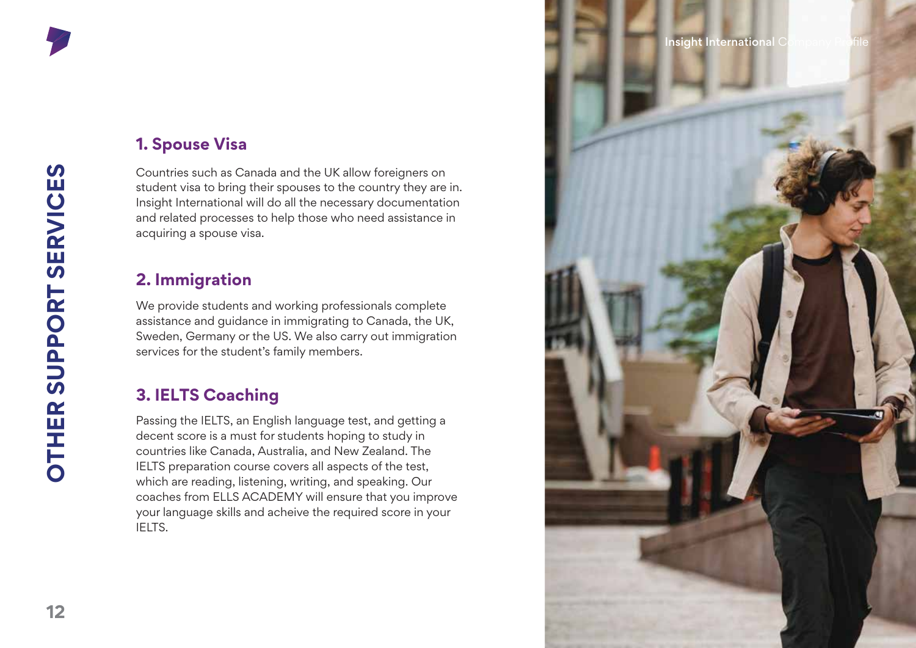# OTHER SUPPORT SERVICES

## 1. Spouse Visa

Countries such as Canada and the UK allow foreigners on student visa to bring their spouses to the country they are in. Insight International will do all the necessary documentation and related processes to help those who need assistance in acquiring a spouse visa.

## 2. Immigration

We provide students and working professionals complete assistance and guidance in immigrating to Canada, the UK, Sweden, Germany or the US. We also carry out immigration services for the student's family members.

## 3. IELTS Coaching

Passing the IELTS, an English language test, and getting a decent score is a must for students hoping to study in countries like Canada, Australia, and New Zealand. The IELTS preparation course covers all aspects of the test, which are reading, listening, writing, and speaking. Our coaches from ELLS ACADEMY will ensure that you improve your language skills and acheive the required score in your IELTS.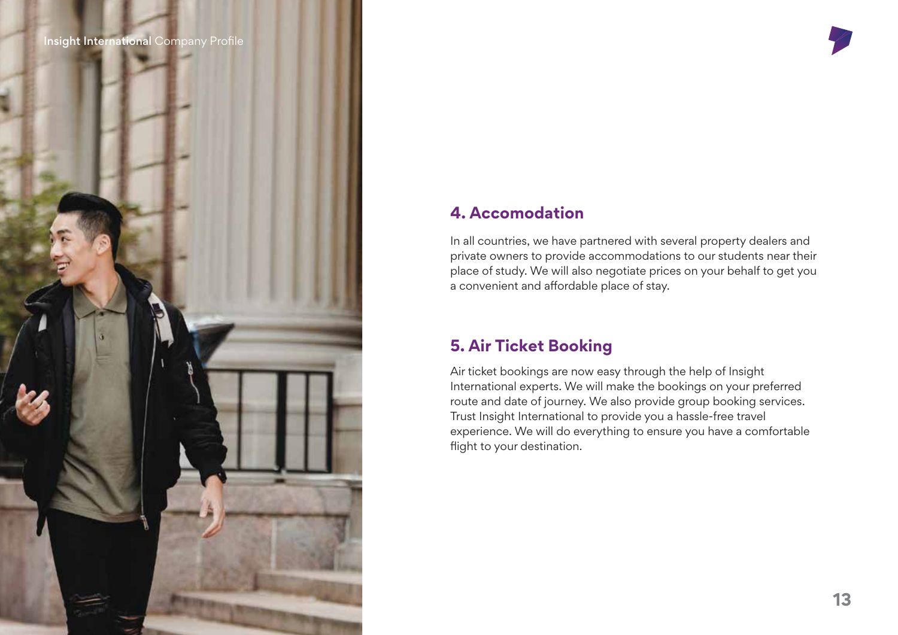## 4. Accomodation

In all countries, we have partnered with several property dealers and private owners to provide accommodations to our students near their place of study. We will also negotiate prices on your behalf to get you a convenient and affordable place of stay.

## 5. Air Ticket Booking

Air ticket bookings are now easy through the help of Insight International experts. We will make the bookings on your preferred route and date of journey. We also provide group booking services. Trust Insight International to provide you a hassle-free travel experience. We will do everything to ensure you have a comfortable flight to your destination.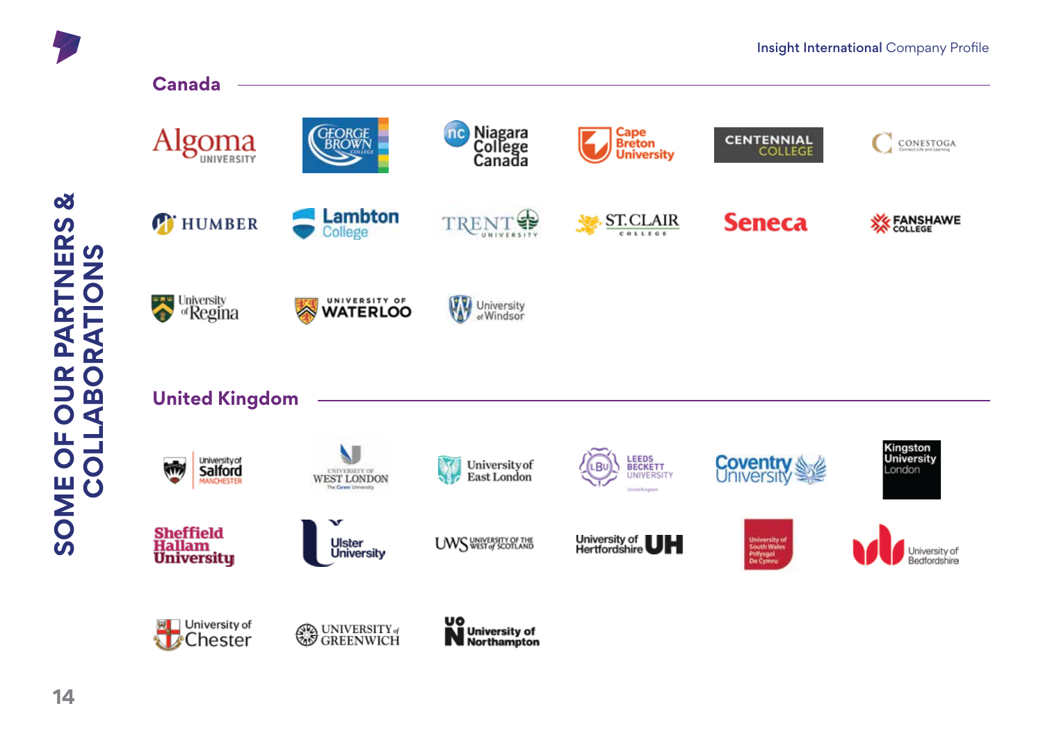# SOME OF OUR PARTNERS & COLLABORATIONS

## Canada

Algoma University

George Brown College

Niagara College Canada

Cape Breton University

Centennial College

Conestoga

Humber

Lambton College

Trent University

St. Clair College

Seneca

Fanshawe College

University of Regina

University of Waterloo

University of Windsor

## United Kingdom

University of Salford Manchester

University of West London

University of East London

Leeds Beckett University

Coventry University

Kingston University London

Sheffield Hallam University

Ulster University

UWS University of the West of Scotland

University of Hertfordshire UH

University of South Wales Prifysgol De Cymru

University of Bedfordshire

University of Chester

University of Greenwich

University of Northampton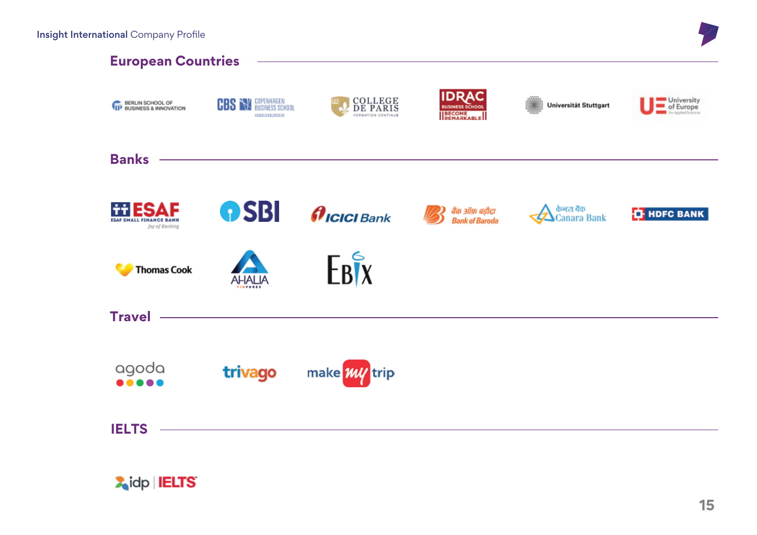## European Countries

Berlin School of Business & Innovation
CBS Copenhagen Business School Handelshøjskolen
Collège de Paris Formation Continue
IDRAC Business School Become Remarkable
Universität Stuttgart
UE University of Europe for Applied Sciences

## Banks

ESAF Small Finance Bank Joy of Banking
SBI
ICICI Bank
बैंक ऑफ़ बड़ौदा Bank of Baroda
केनरा बैंक Canara Bank
HDFC BANK
Thomas Cook
AHALIA Fin Forex
EBIX

## Travel

agoda
trivago
make my trip

## IELTS

idp | IELTS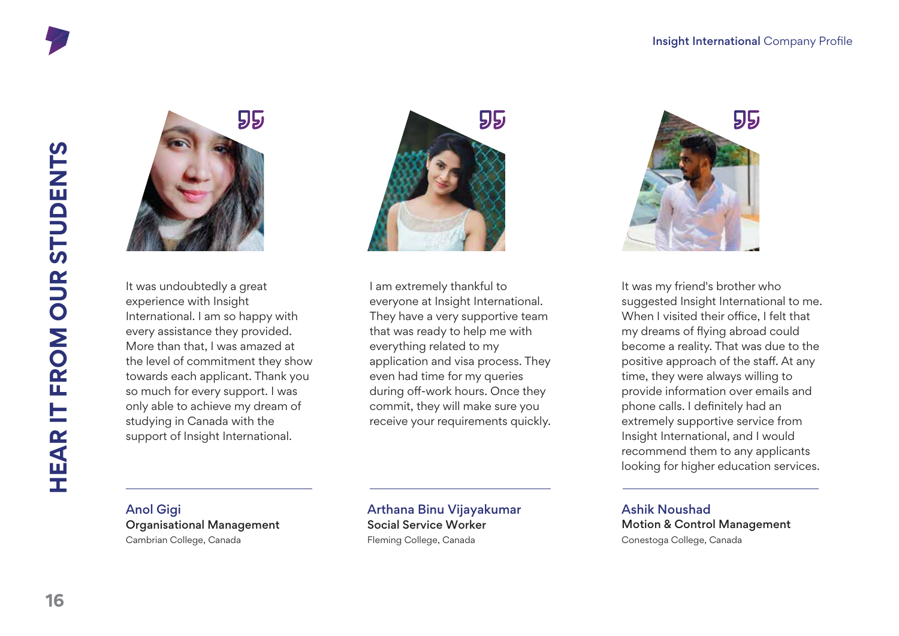# HEAR IT FROM OUR STUDENTS

It was undoubtedly a great experience with Insight International. I am so happy with every assistance they provided. More than that, I was amazed at the level of commitment they show towards each applicant. Thank you so much for every support. I was only able to achieve my dream of studying in Canada with the support of Insight International.

**Anol Gigi**
**Organisational Management**
Cambrian College, Canada

I am extremely thankful to everyone at Insight International. They have a very supportive team that was ready to help me with everything related to my application and visa process. They even had time for my queries during off-work hours. Once they commit, they will make sure you receive your requirements quickly.

**Arthana Binu Vijayakumar**
**Social Service Worker**
Fleming College, Canada

It was my friend's brother who suggested Insight International to me. When I visited their office, I felt that my dreams of flying abroad could become a reality. That was due to the positive approach of the staff. At any time, they were always willing to provide information over emails and phone calls. I definitely had an extremely supportive service from Insight International, and I would recommend them to any applicants looking for higher education services.

**Ashik Noushad**
**Motion & Control Management**
Conestoga College, Canada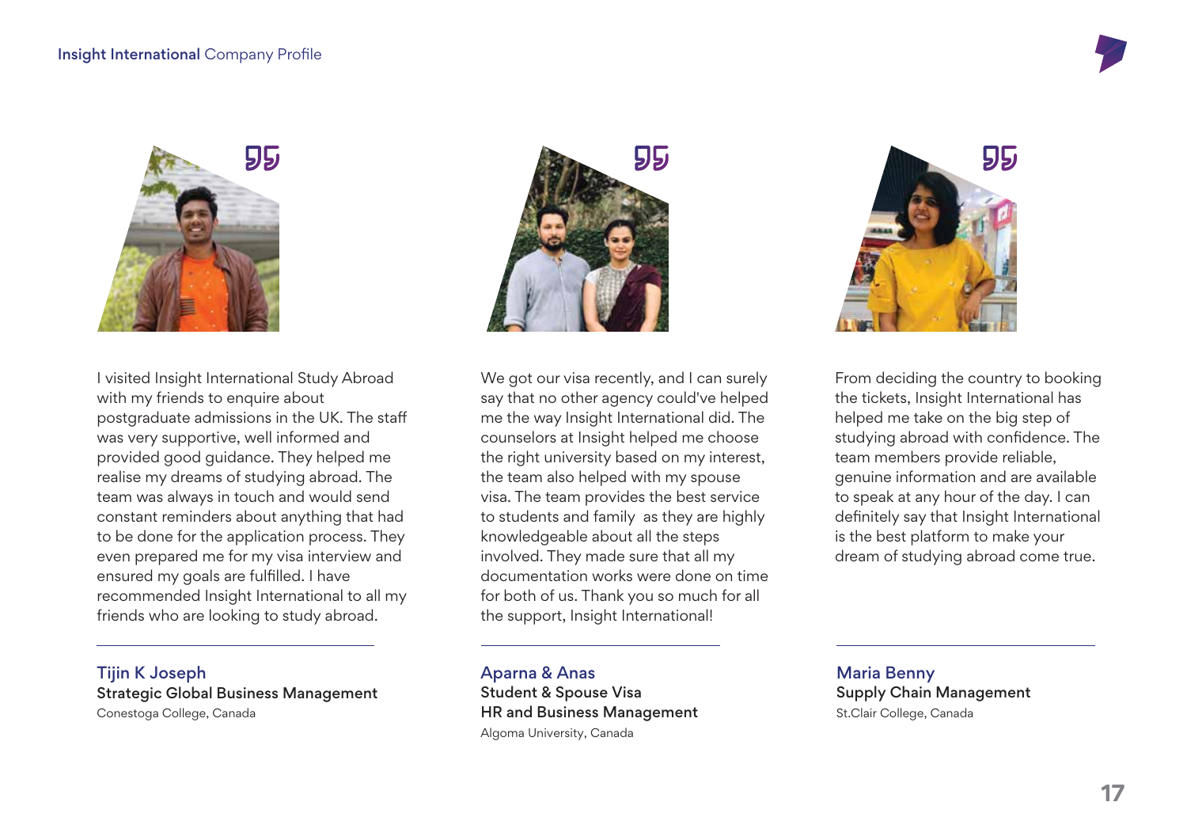I visited Insight International Study Abroad with my friends to enquire about postgraduate admissions in the UK. The staff was very supportive, well informed and provided good guidance. They helped me realise my dreams of studying abroad. The team was always in touch and would send constant reminders about anything that had to be done for the application process. They even prepared me for my visa interview and ensured my goals are fulfilled. I have recommended Insight International to all my friends who are looking to study abroad.

**Tijin K Joseph**
**Strategic Global Business Management**
Conestoga College, Canada

---

We got our visa recently, and I can surely say that no other agency could've helped me the way Insight International did. The counselors at Insight helped me choose the right university based on my interest, the team also helped with my spouse visa. The team provides the best service to students and family as they are highly knowledgeable about all the steps involved. They made sure that all my documentation works were done on time for both of us. Thank you so much for all the support, Insight International!

**Aparna & Anas**
**Student & Spouse Visa**
**HR and Business Management**
Algoma University, Canada

---

From deciding the country to booking the tickets, Insight International has helped me take on the big step of studying abroad with confidence. The team members provide reliable, genuine information and are available to speak at any hour of the day. I can definitely say that Insight International is the best platform to make your dream of studying abroad come true.

**Maria Benny**
**Supply Chain Management**
St.Clair College, Canada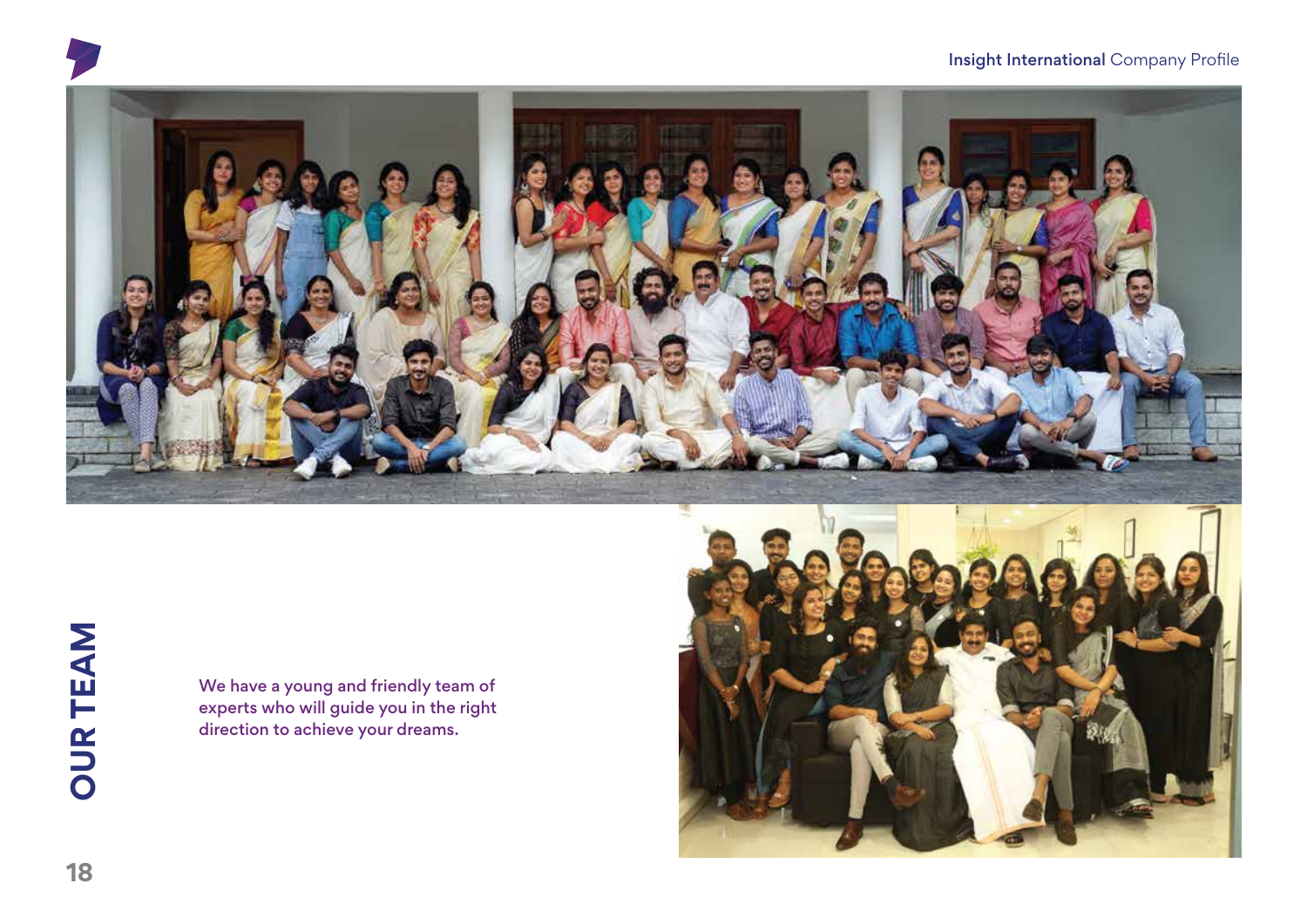# OUR TEAM

We have a young and friendly team of experts who will guide you in the right direction to achieve your dreams.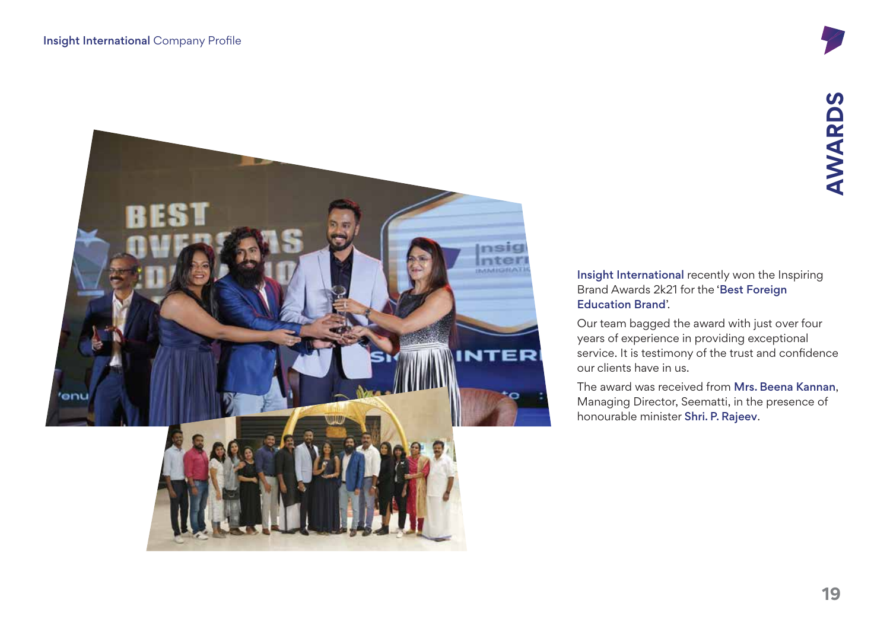# AWARDS

**Insight International** recently won the Inspiring Brand Awards 2k21 for the '**Best Foreign Education Brand**'.

Our team bagged the award with just over four years of experience in providing exceptional service. It is testimony of the trust and confidence our clients have in us.

The award was received from **Mrs. Beena Kannan**, Managing Director, Seematti, in the presence of honourable minister **Shri. P. Rajeev**.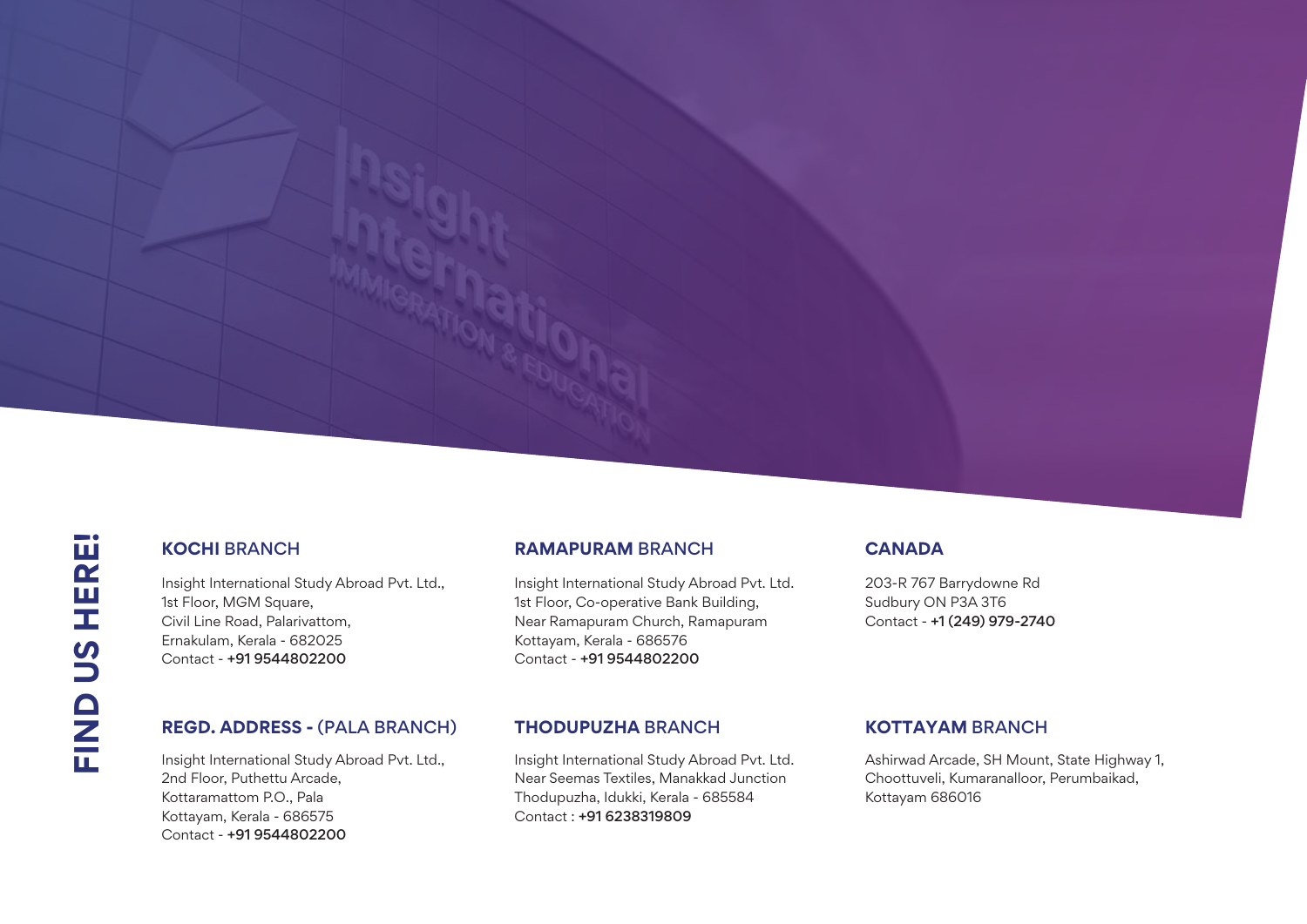## FIND US HERE!

### **KOCHI** BRANCH

Insight International Study Abroad Pvt. Ltd.,
1st Floor, MGM Square,
Civil Line Road, Palarivattom,
Ernakulam, Kerala - 682025
Contact - **+91 9544802200**

### **REGD. ADDRESS -** (PALA BRANCH)

Insight International Study Abroad Pvt. Ltd.,
2nd Floor, Puthettu Arcade,
Kottaramattom P.O., Pala
Kottayam, Kerala - 686575
Contact - **+91 9544802200**

### **RAMAPURAM** BRANCH

Insight International Study Abroad Pvt. Ltd.
1st Floor, Co-operative Bank Building,
Near Ramapuram Church, Ramapuram
Kottayam, Kerala - 686576
Contact - **+91 9544802200**

### **THODUPUZHA** BRANCH

Insight International Study Abroad Pvt. Ltd.
Near Seemas Textiles, Manakkad Junction
Thodupuzha, Idukki, Kerala - 685584
Contact : **+91 6238319809**

### **CANADA**

203-R 767 Barrydowne Rd
Sudbury ON P3A 3T6
Contact - **+1 (249) 979-2740**

### **KOTTAYAM** BRANCH

Ashirwad Arcade, SH Mount, State Highway 1,
Choottuveli, Kumaranalloor, Perumbaikad,
Kottayam 686016